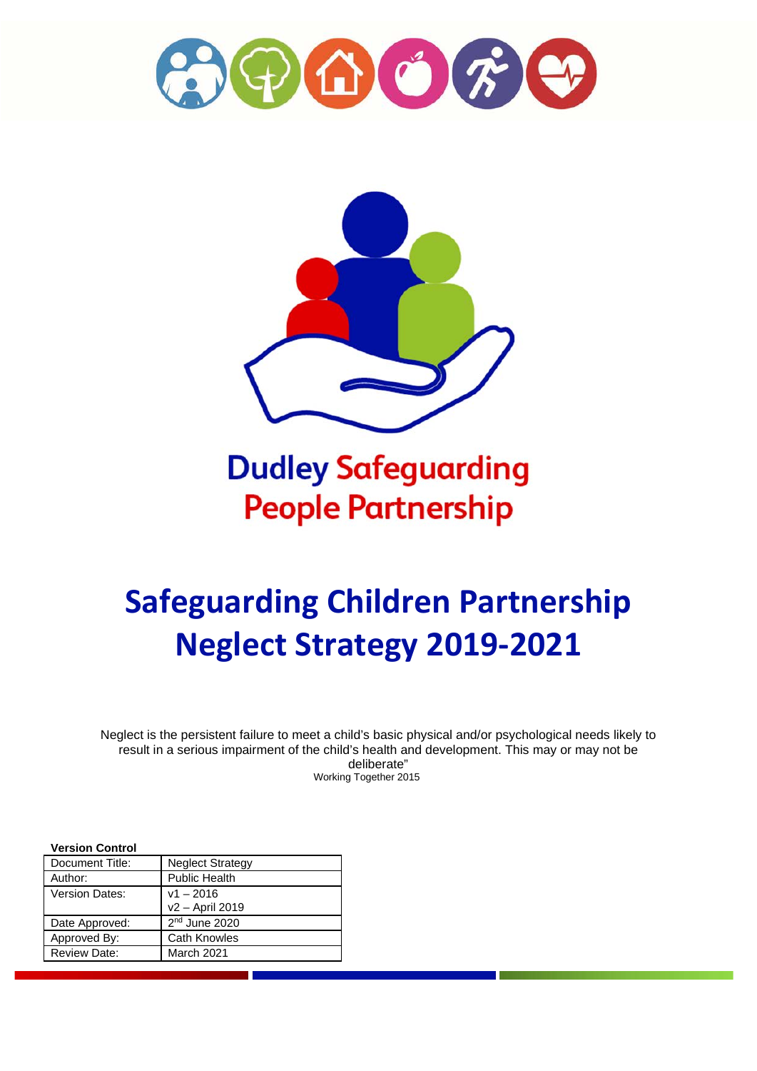Dudley Safeguarding People Partnership

# Safeguarding Children Partnership Neglect Strategy 2019-2021

Neglect is the persistent failure to meet a child's basic physical and/or psychological needs likely to result in a serious impairment of the child's health and development. This may or may not be deliberate"
Working Together 2015

**Version Control**

| Document Title: | Neglect Strategy |
|---|---|
| Author: | Public Health |
| Version Dates: | v1 – 2016<br>v2 – April 2019 |
| Date Approved: | 2nd June 2020 |
| Approved By: | Cath Knowles |
| Review Date: | March 2021 |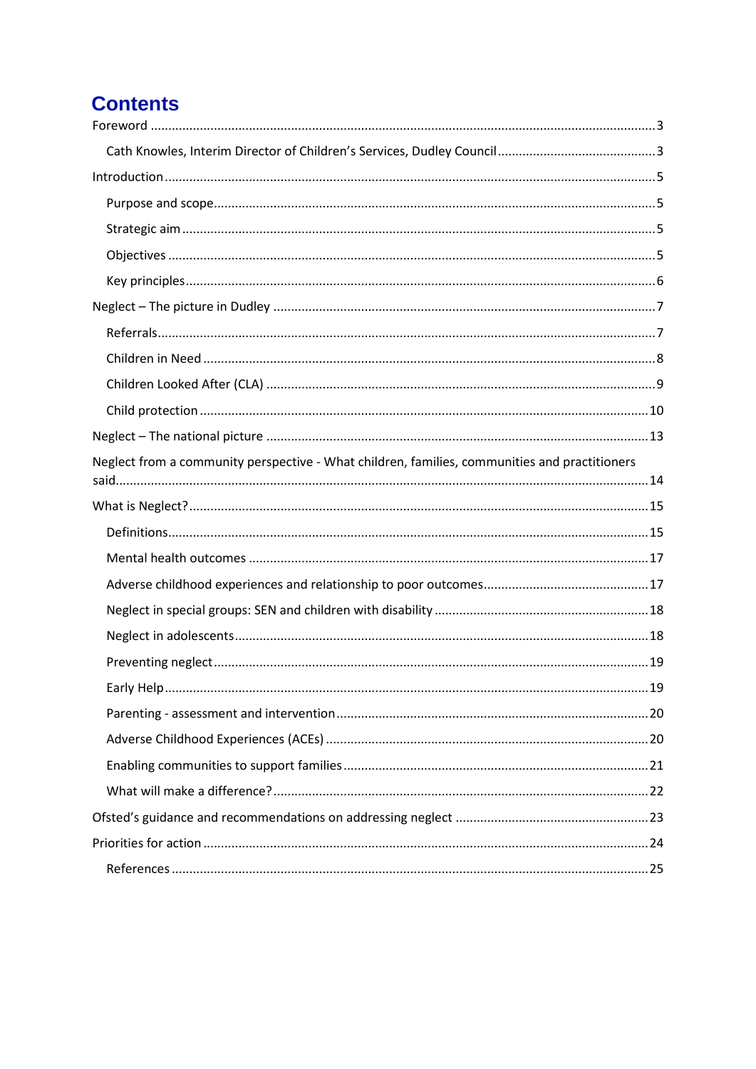# Contents

Foreword ... 3

- Cath Knowles, Interim Director of Children's Services, Dudley Council ... 3

Introduction ... 5

- Purpose and scope ... 5
- Strategic aim ... 5
- Objectives ... 5
- Key principles ... 6

Neglect – The picture in Dudley ... 7

- Referrals ... 7
- Children in Need ... 8
- Children Looked After (CLA) ... 9
- Child protection ... 10

Neglect – The national picture ... 13

Neglect from a community perspective - What children, families, communities and practitioners said ... 14

What is Neglect? ... 15

- Definitions ... 15
- Mental health outcomes ... 17
- Adverse childhood experiences and relationship to poor outcomes ... 17
- Neglect in special groups: SEN and children with disability ... 18
- Neglect in adolescents ... 18
- Preventing neglect ... 19
- Early Help ... 19
- Parenting - assessment and intervention ... 20
- Adverse Childhood Experiences (ACEs) ... 20
- Enabling communities to support families ... 21
- What will make a difference? ... 22

Ofsted's guidance and recommendations on addressing neglect ... 23

Priorities for action ... 24

- References ... 25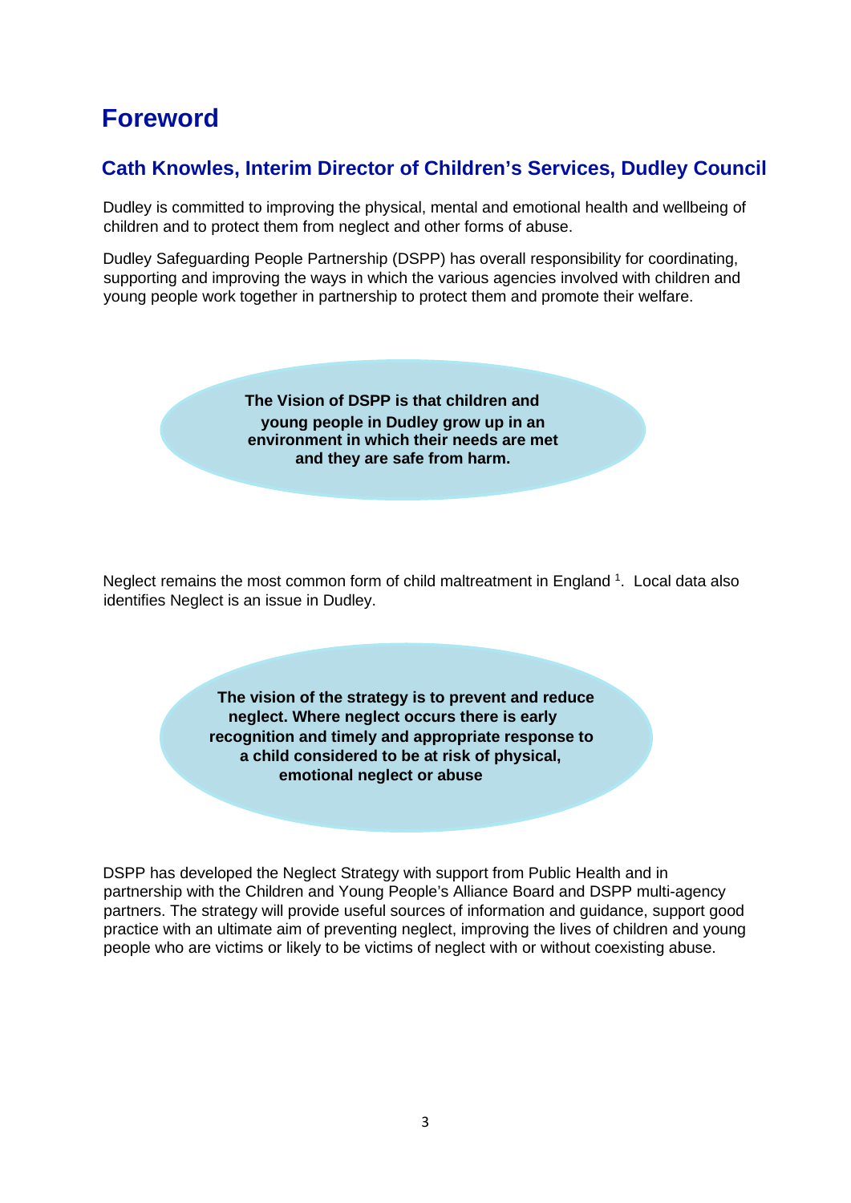# Foreword

## Cath Knowles, Interim Director of Children's Services, Dudley Council

Dudley is committed to improving the physical, mental and emotional health and wellbeing of children and to protect them from neglect and other forms of abuse.

Dudley Safeguarding People Partnership (DSPP) has overall responsibility for coordinating, supporting and improving the ways in which the various agencies involved with children and young people work together in partnership to protect them and promote their welfare.

**The Vision of DSPP is that children and young people in Dudley grow up in an environment in which their needs are met and they are safe from harm.**

Neglect remains the most common form of child maltreatment in England [1]. Local data also identifies Neglect is an issue in Dudley.

**The vision of the strategy is to prevent and reduce neglect. Where neglect occurs there is early recognition and timely and appropriate response to a child considered to be at risk of physical, emotional neglect or abuse**

DSPP has developed the Neglect Strategy with support from Public Health and in partnership with the Children and Young People's Alliance Board and DSPP multi-agency partners. The strategy will provide useful sources of information and guidance, support good practice with an ultimate aim of preventing neglect, improving the lives of children and young people who are victims or likely to be victims of neglect with or without coexisting abuse.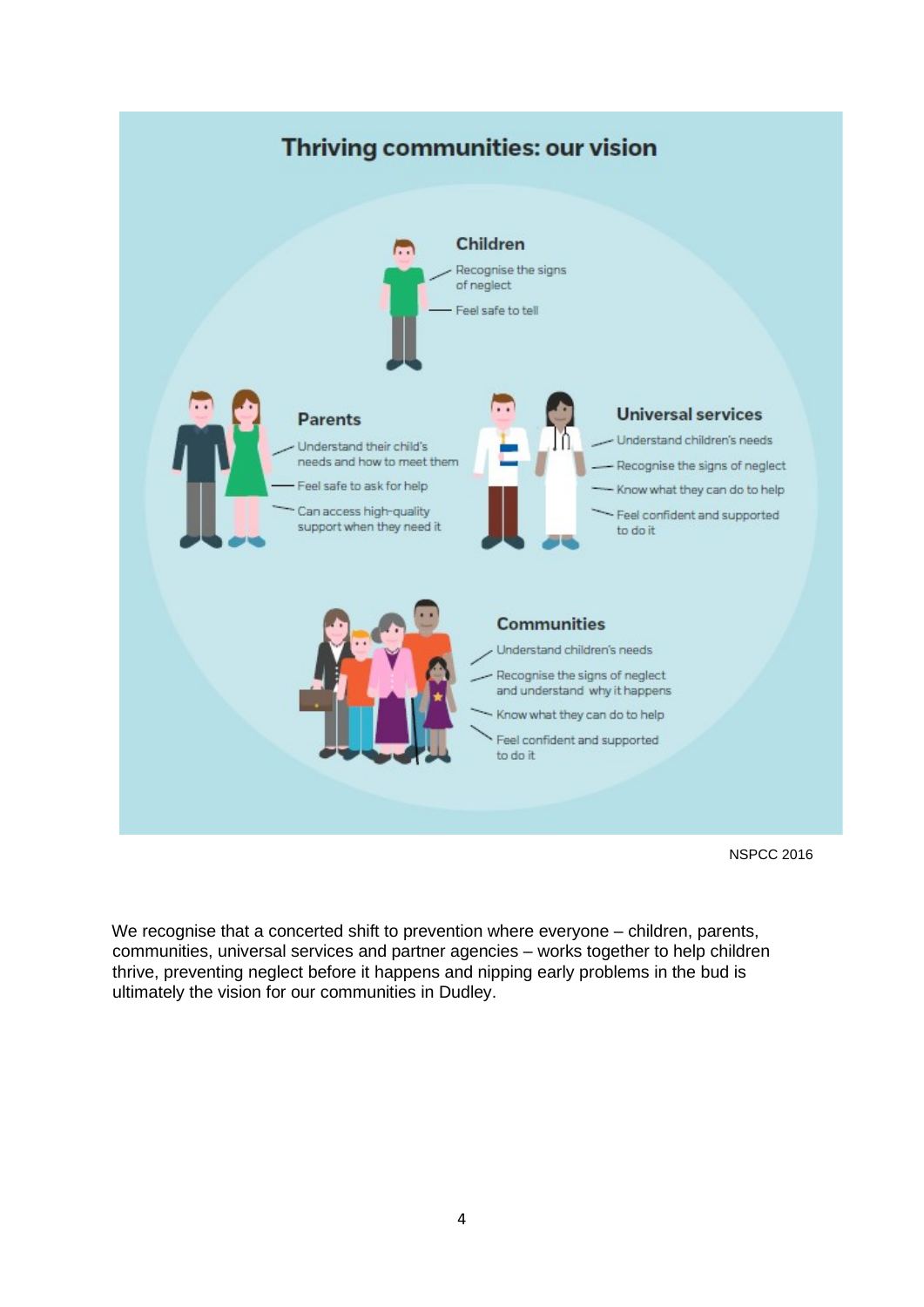## Thriving communities: our vision

**Children**

- Recognise the signs of neglect
- Feel safe to tell

**Parents**

- Understand their child's needs and how to meet them
- Feel safe to ask for help
- Can access high-quality support when they need it

**Universal services**

- Understand children's needs
- Recognise the signs of neglect
- Know what they can do to help
- Feel confident and supported to do it

**Communities**

- Understand children's needs
- Recognise the signs of neglect and understand why it happens
- Know what they can do to help
- Feel confident and supported to do it

NSPCC 2016

We recognise that a concerted shift to prevention where everyone – children, parents, communities, universal services and partner agencies – works together to help children thrive, preventing neglect before it happens and nipping early problems in the bud is ultimately the vision for our communities in Dudley.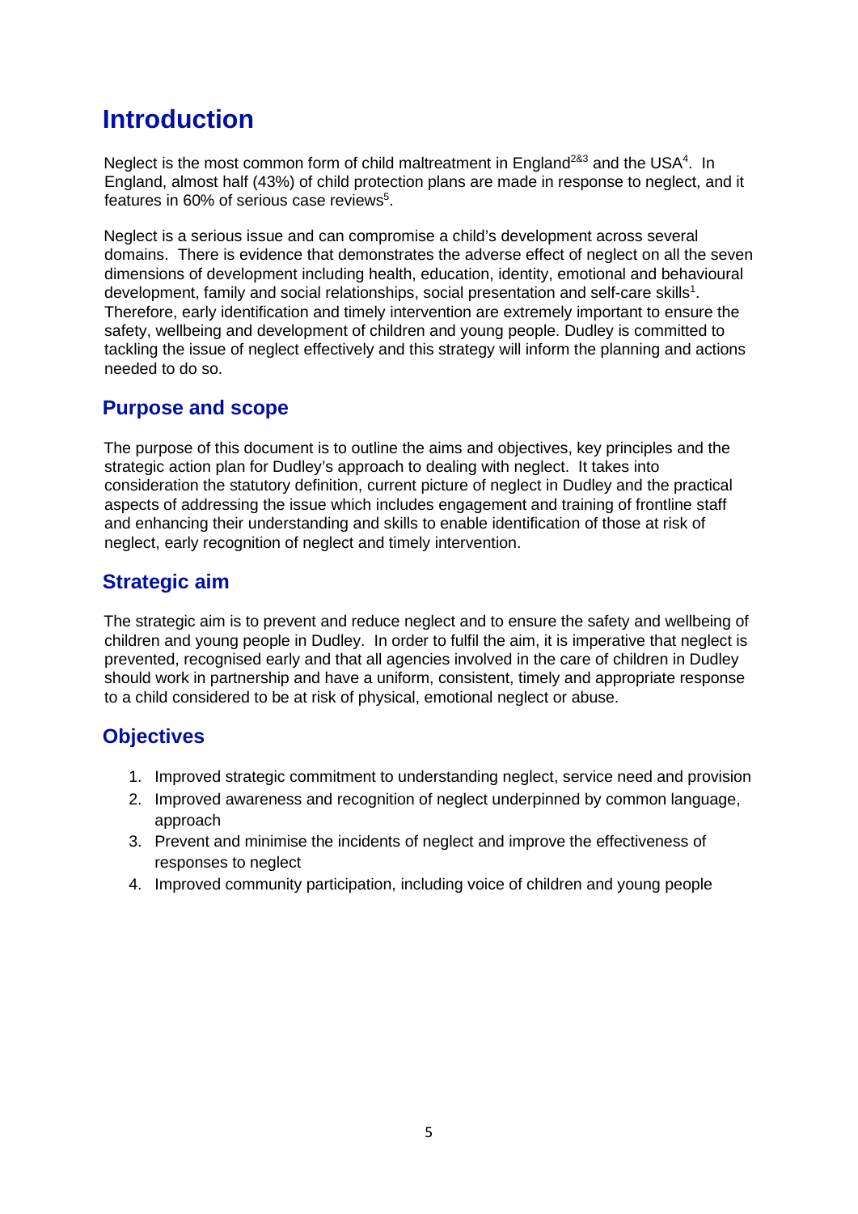# Introduction

Neglect is the most common form of child maltreatment in England[2&3] and the USA[4]. In England, almost half (43%) of child protection plans are made in response to neglect, and it features in 60% of serious case reviews[5].

Neglect is a serious issue and can compromise a child's development across several domains. There is evidence that demonstrates the adverse effect of neglect on all the seven dimensions of development including health, education, identity, emotional and behavioural development, family and social relationships, social presentation and self-care skills[1]. Therefore, early identification and timely intervention are extremely important to ensure the safety, wellbeing and development of children and young people. Dudley is committed to tackling the issue of neglect effectively and this strategy will inform the planning and actions needed to do so.

## Purpose and scope

The purpose of this document is to outline the aims and objectives, key principles and the strategic action plan for Dudley's approach to dealing with neglect. It takes into consideration the statutory definition, current picture of neglect in Dudley and the practical aspects of addressing the issue which includes engagement and training of frontline staff and enhancing their understanding and skills to enable identification of those at risk of neglect, early recognition of neglect and timely intervention.

## Strategic aim

The strategic aim is to prevent and reduce neglect and to ensure the safety and wellbeing of children and young people in Dudley. In order to fulfil the aim, it is imperative that neglect is prevented, recognised early and that all agencies involved in the care of children in Dudley should work in partnership and have a uniform, consistent, timely and appropriate response to a child considered to be at risk of physical, emotional neglect or abuse.

## Objectives

1. Improved strategic commitment to understanding neglect, service need and provision
2. Improved awareness and recognition of neglect underpinned by common language, approach
3. Prevent and minimise the incidents of neglect and improve the effectiveness of responses to neglect
4. Improved community participation, including voice of children and young people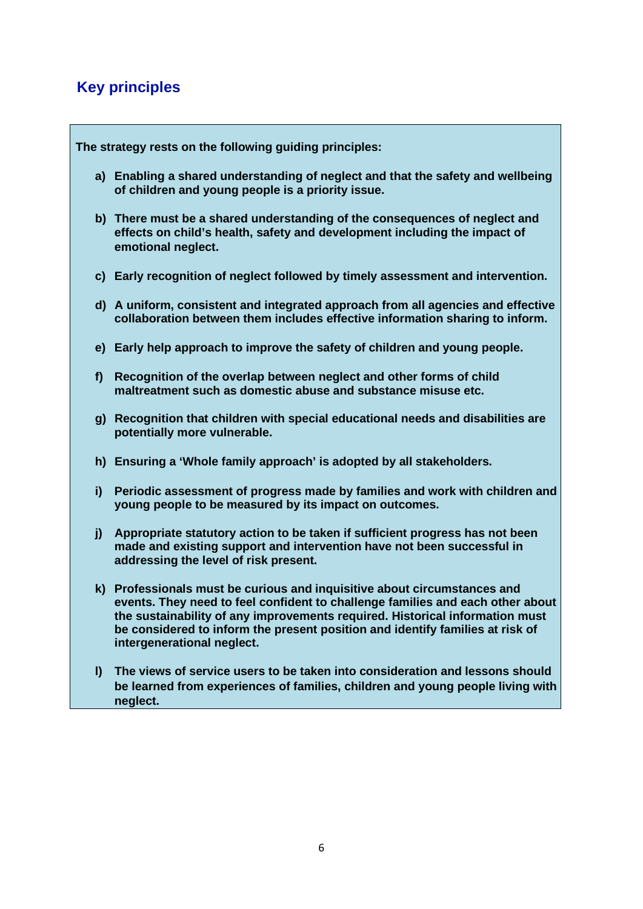## Key principles

**The strategy rests on the following guiding principles:**

a) **Enabling a shared understanding of neglect and that the safety and wellbeing of children and young people is a priority issue.**

b) **There must be a shared understanding of the consequences of neglect and effects on child's health, safety and development including the impact of emotional neglect.**

c) **Early recognition of neglect followed by timely assessment and intervention.**

d) **A uniform, consistent and integrated approach from all agencies and effective collaboration between them includes effective information sharing to inform.**

e) **Early help approach to improve the safety of children and young people.**

f) **Recognition of the overlap between neglect and other forms of child maltreatment such as domestic abuse and substance misuse etc.**

g) **Recognition that children with special educational needs and disabilities are potentially more vulnerable.**

h) **Ensuring a 'Whole family approach' is adopted by all stakeholders.**

i) **Periodic assessment of progress made by families and work with children and young people to be measured by its impact on outcomes.**

j) **Appropriate statutory action to be taken if sufficient progress has not been made and existing support and intervention have not been successful in addressing the level of risk present.**

k) **Professionals must be curious and inquisitive about circumstances and events. They need to feel confident to challenge families and each other about the sustainability of any improvements required. Historical information must be considered to inform the present position and identify families at risk of intergenerational neglect.**

l) **The views of service users to be taken into consideration and lessons should be learned from experiences of families, children and young people living with neglect.**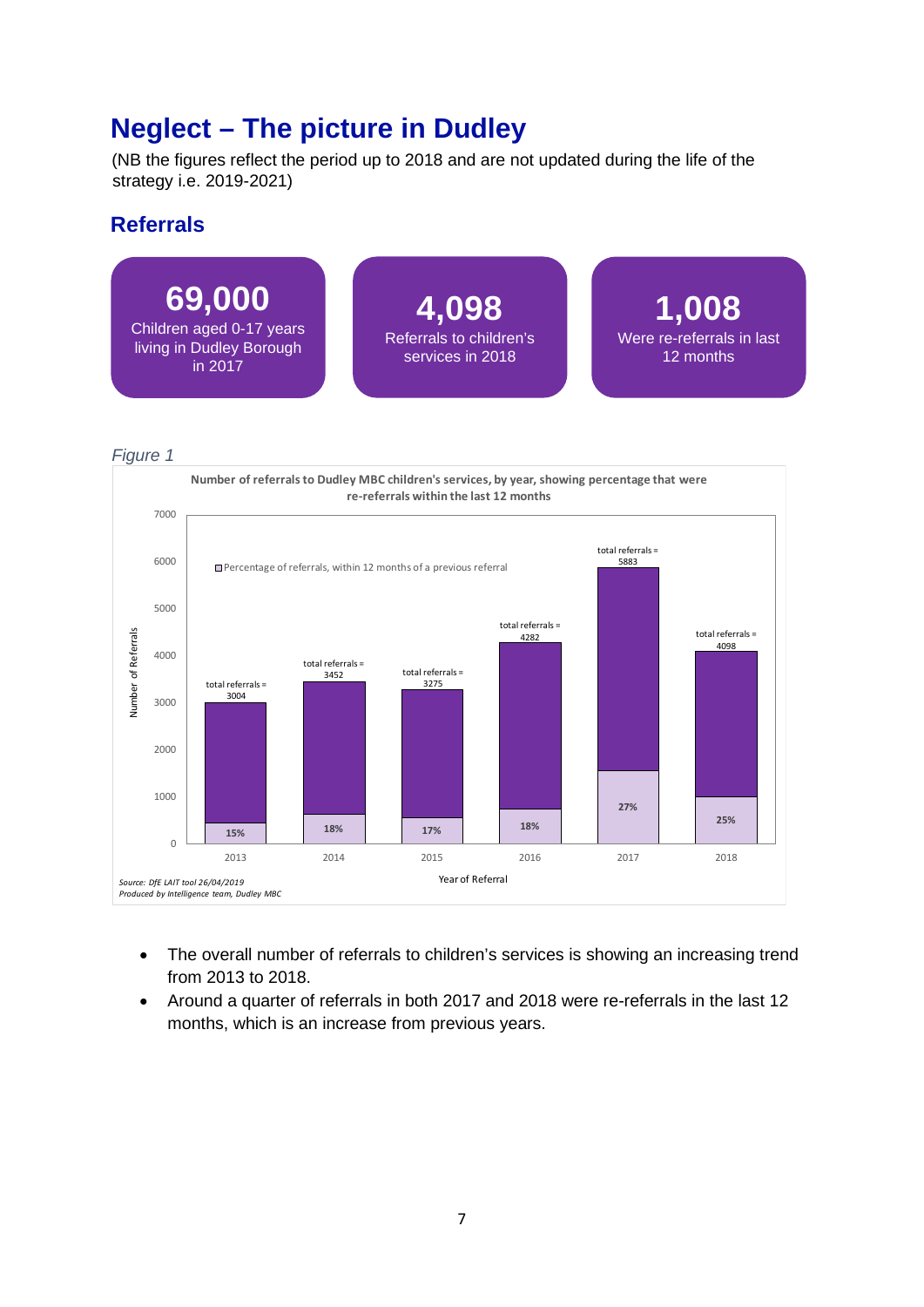# Neglect – The picture in Dudley

(NB the figures reflect the period up to 2018 and are not updated during the life of the strategy i.e. 2019-2021)

## Referrals

**69,000**
Children aged 0-17 years living in Dudley Borough in 2017

**4,098**
Referrals to children's services in 2018

**1,008**
Were re-referrals in last 12 months

*Figure 1*

**Number of referrals to Dudley MBC children's services, by year, showing percentage that were re-referrals within the last 12 months**

| Year of Referral | Total referrals | Percentage of referrals, within 12 months of a previous referral |
|---|---|---|
| 2013 | 3004 | 15% |
| 2014 | 3452 | 18% |
| 2015 | 3275 | 17% |
| 2016 | 4282 | 18% |
| 2017 | 5883 | 27% |
| 2018 | 4098 | 25% |

*Source: DfE LAIT tool 26/04/2019*
*Produced by Intelligence team, Dudley MBC*

- The overall number of referrals to children's services is showing an increasing trend from 2013 to 2018.
- Around a quarter of referrals in both 2017 and 2018 were re-referrals in the last 12 months, which is an increase from previous years.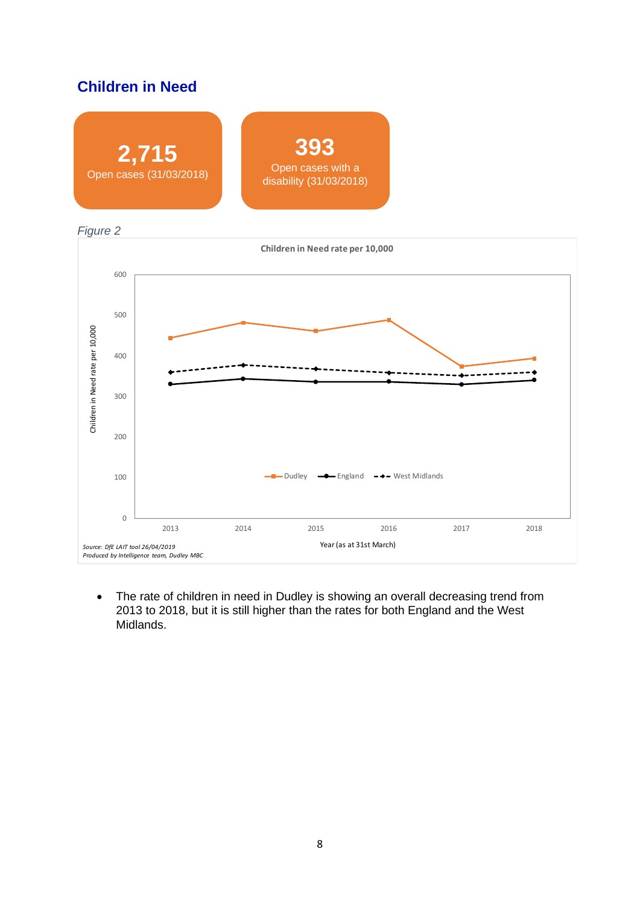## Children in Need

**2,715**
Open cases (31/03/2018)

**393**
Open cases with a disability (31/03/2018)

*Figure 2*

**Children in Need rate per 10,000**

Children in Need rate per 10,000

Dudley — England — West Midlands

Year (as at 31st March)

*Source: DfE LAIT tool 26/04/2019*
*Produced by Intelligence team, Dudley MBC*

- The rate of children in need in Dudley is showing an overall decreasing trend from 2013 to 2018, but it is still higher than the rates for both England and the West Midlands.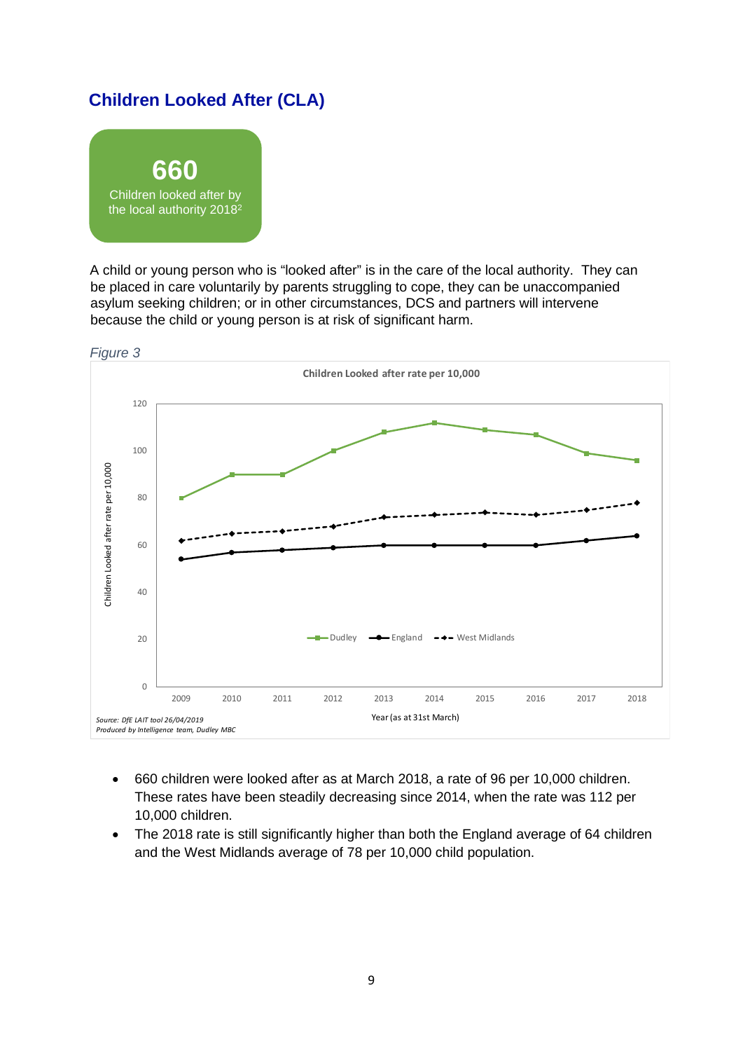## Children Looked After (CLA)

**660**
Children looked after by the local authority 2018[2]

A child or young person who is "looked after" is in the care of the local authority. They can be placed in care voluntarily by parents struggling to cope, they can be unaccompanied asylum seeking children; or in other circumstances, DCS and partners will intervene because the child or young person is at risk of significant harm.

*Figure 3*

**Children Looked after rate per 10,000**

| Year (as at 31st March) | Dudley | England | West Midlands |
|---|---|---|---|
| 2009 | 80 | 54 | 62 |
| 2010 | 90 | 57 | 65 |
| 2011 | 90 | 58 | 66 |
| 2012 | 100 | 59 | 68 |
| 2013 | 108 | 60 | 72 |
| 2014 | 112 | 60 | 73 |
| 2015 | 109 | 60 | 74 |
| 2016 | 107 | 60 | 73 |
| 2017 | 99 | 62 | 75 |
| 2018 | 96 | 64 | 78 |

*Source: DfE LAIT tool 26/04/2019*
*Produced by Intelligence team, Dudley MBC*

- 660 children were looked after as at March 2018, a rate of 96 per 10,000 children. These rates have been steadily decreasing since 2014, when the rate was 112 per 10,000 children.
- The 2018 rate is still significantly higher than both the England average of 64 children and the West Midlands average of 78 per 10,000 child population.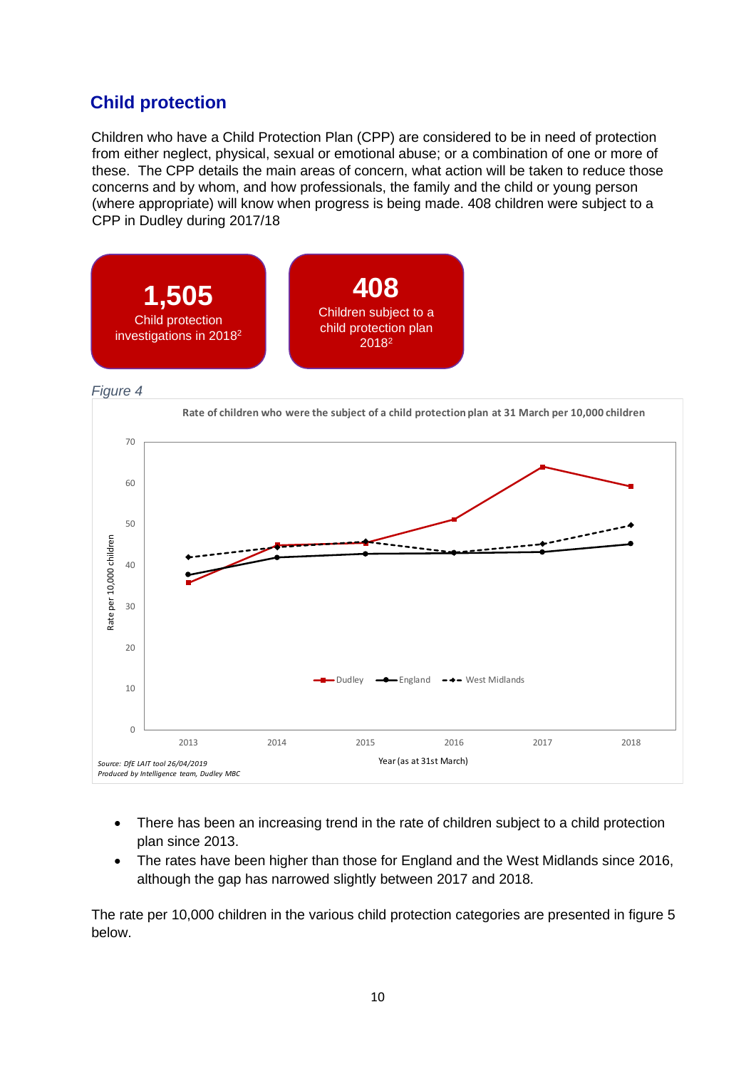## Child protection

Children who have a Child Protection Plan (CPP) are considered to be in need of protection from either neglect, physical, sexual or emotional abuse; or a combination of one or more of these. The CPP details the main areas of concern, what action will be taken to reduce those concerns and by whom, and how professionals, the family and the child or young person (where appropriate) will know when progress is being made. 408 children were subject to a CPP in Dudley during 2017/18

**1,505**
Child protection investigations in 2018[2]

**408**
Children subject to a child protection plan 2018[2]

*Figure 4*

**Rate of children who were the subject of a child protection plan at 31 March per 10,000 children**

*Source: DfE LAIT tool 26/04/2019*
*Produced by Intelligence team, Dudley MBC*

- There has been an increasing trend in the rate of children subject to a child protection plan since 2013.
- The rates have been higher than those for England and the West Midlands since 2016, although the gap has narrowed slightly between 2017 and 2018.

The rate per 10,000 children in the various child protection categories are presented in figure 5 below.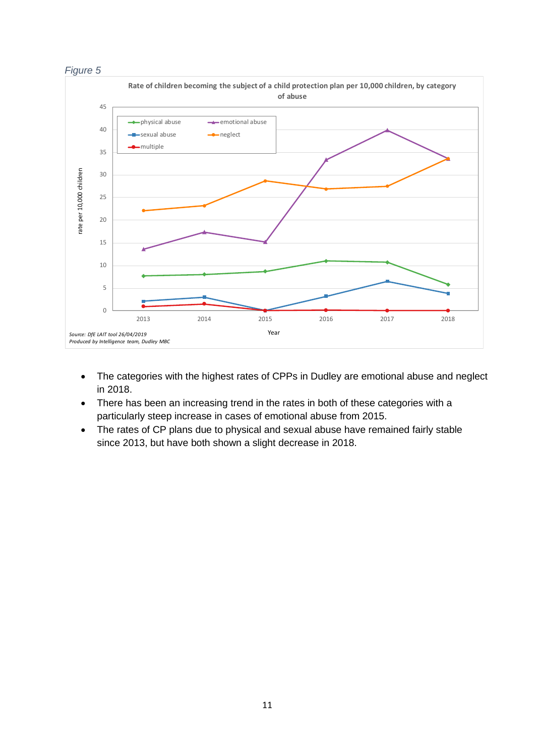*Figure 5*

**Rate of children becoming the subject of a child protection plan per 10,000 children, by category of abuse**

*Source: DfE LAIT tool 26/04/2019*
*Produced by Intelligence team, Dudley MBC*

- The categories with the highest rates of CPPs in Dudley are emotional abuse and neglect in 2018.
- There has been an increasing trend in the rates in both of these categories with a particularly steep increase in cases of emotional abuse from 2015.
- The rates of CP plans due to physical and sexual abuse have remained fairly stable since 2013, but have both shown a slight decrease in 2018.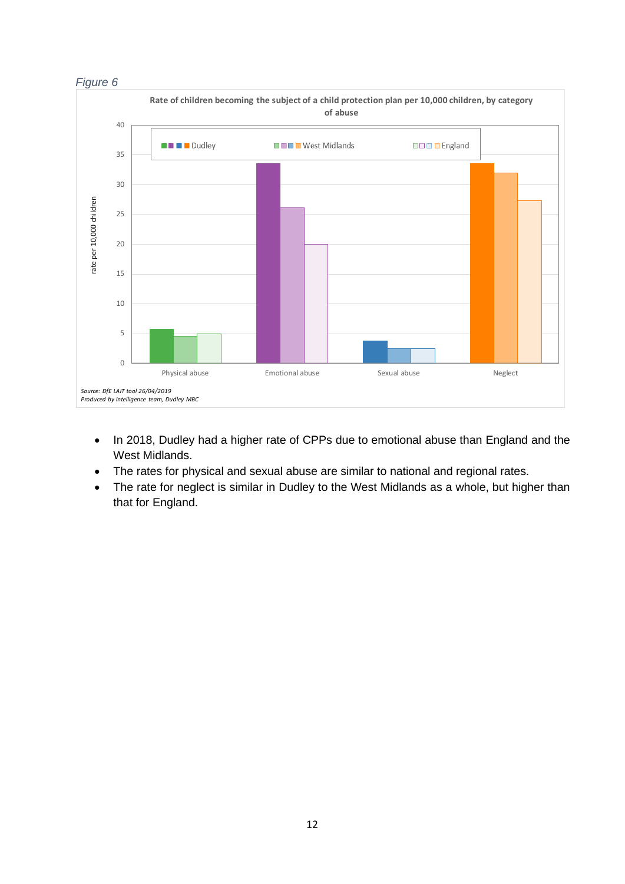*Figure 6*

**Rate of children becoming the subject of a child protection plan per 10,000 children, by category of abuse**

*Source: DfE LAIT tool 26/04/2019*
*Produced by Intelligence team, Dudley MBC*

- In 2018, Dudley had a higher rate of CPPs due to emotional abuse than England and the West Midlands.
- The rates for physical and sexual abuse are similar to national and regional rates.
- The rate for neglect is similar in Dudley to the West Midlands as a whole, but higher than that for England.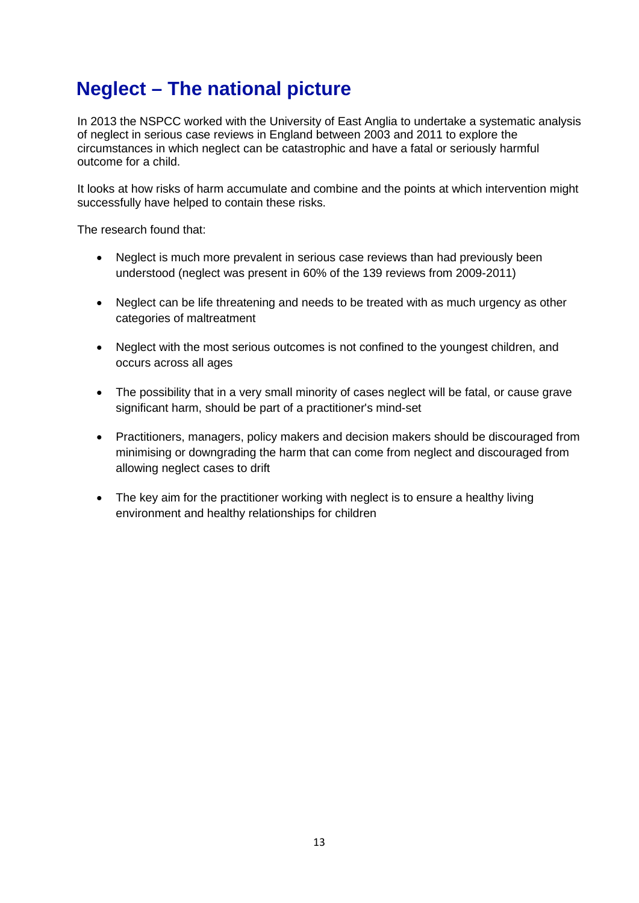# Neglect – The national picture

In 2013 the NSPCC worked with the University of East Anglia to undertake a systematic analysis of neglect in serious case reviews in England between 2003 and 2011 to explore the circumstances in which neglect can be catastrophic and have a fatal or seriously harmful outcome for a child.

It looks at how risks of harm accumulate and combine and the points at which intervention might successfully have helped to contain these risks.

The research found that:

- Neglect is much more prevalent in serious case reviews than had previously been understood (neglect was present in 60% of the 139 reviews from 2009-2011)
- Neglect can be life threatening and needs to be treated with as much urgency as other categories of maltreatment
- Neglect with the most serious outcomes is not confined to the youngest children, and occurs across all ages
- The possibility that in a very small minority of cases neglect will be fatal, or cause grave significant harm, should be part of a practitioner's mind-set
- Practitioners, managers, policy makers and decision makers should be discouraged from minimising or downgrading the harm that can come from neglect and discouraged from allowing neglect cases to drift
- The key aim for the practitioner working with neglect is to ensure a healthy living environment and healthy relationships for children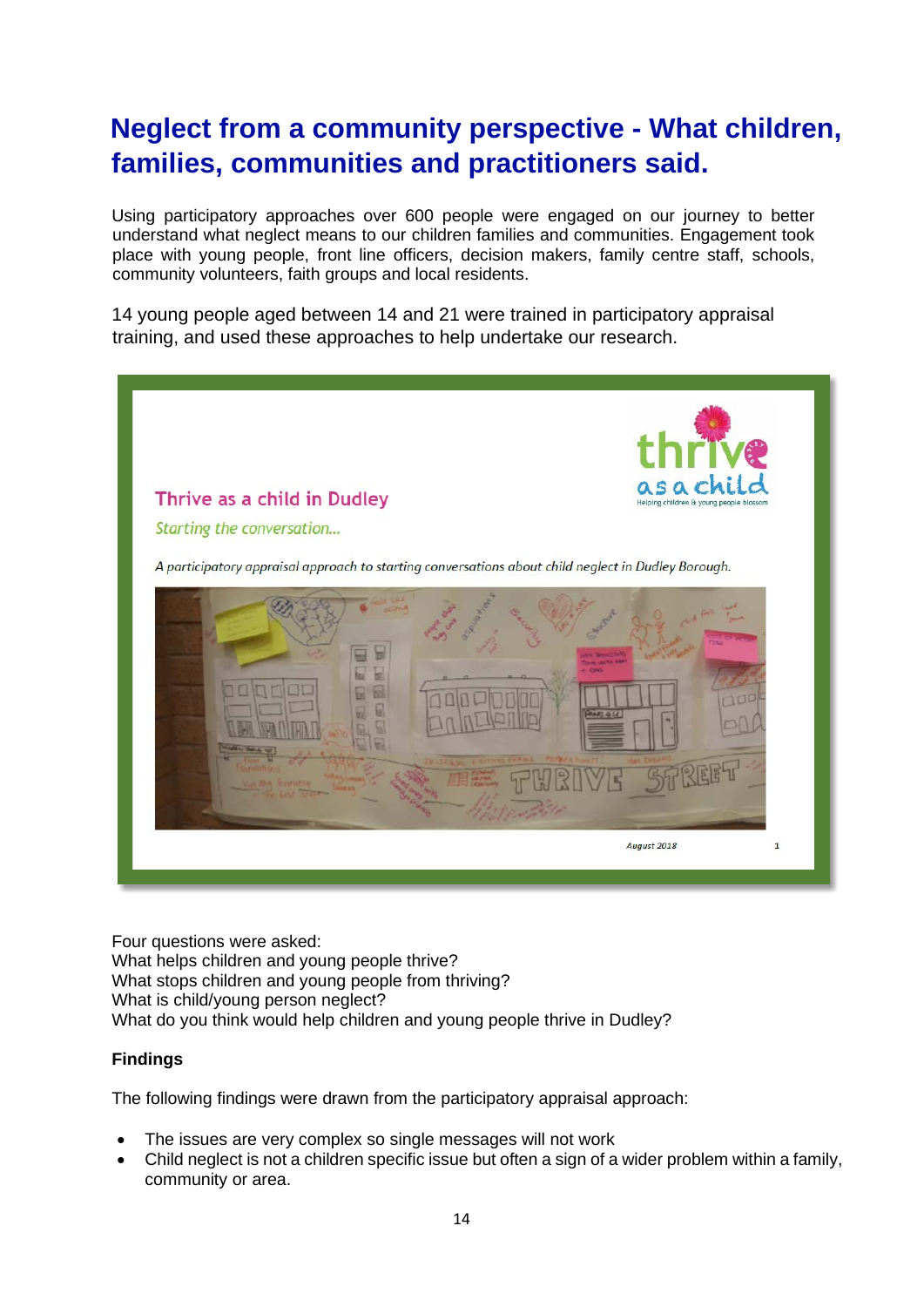# Neglect from a community perspective - What children, families, communities and practitioners said.

Using participatory approaches over 600 people were engaged on our journey to better understand what neglect means to our children families and communities. Engagement took place with young people, front line officers, decision makers, family centre staff, schools, community volunteers, faith groups and local residents.

14 young people aged between 14 and 21 were trained in participatory appraisal training, and used these approaches to help undertake our research.

Thrive as a child in Dudley

*Starting the conversation...*

*A participatory appraisal approach to starting conversations about child neglect in Dudley Borough.*

August 2018

Four questions were asked:
What helps children and young people thrive?
What stops children and young people from thriving?
What is child/young person neglect?
What do you think would help children and young people thrive in Dudley?

**Findings**

The following findings were drawn from the participatory appraisal approach:

- The issues are very complex so single messages will not work
- Child neglect is not a children specific issue but often a sign of a wider problem within a family, community or area.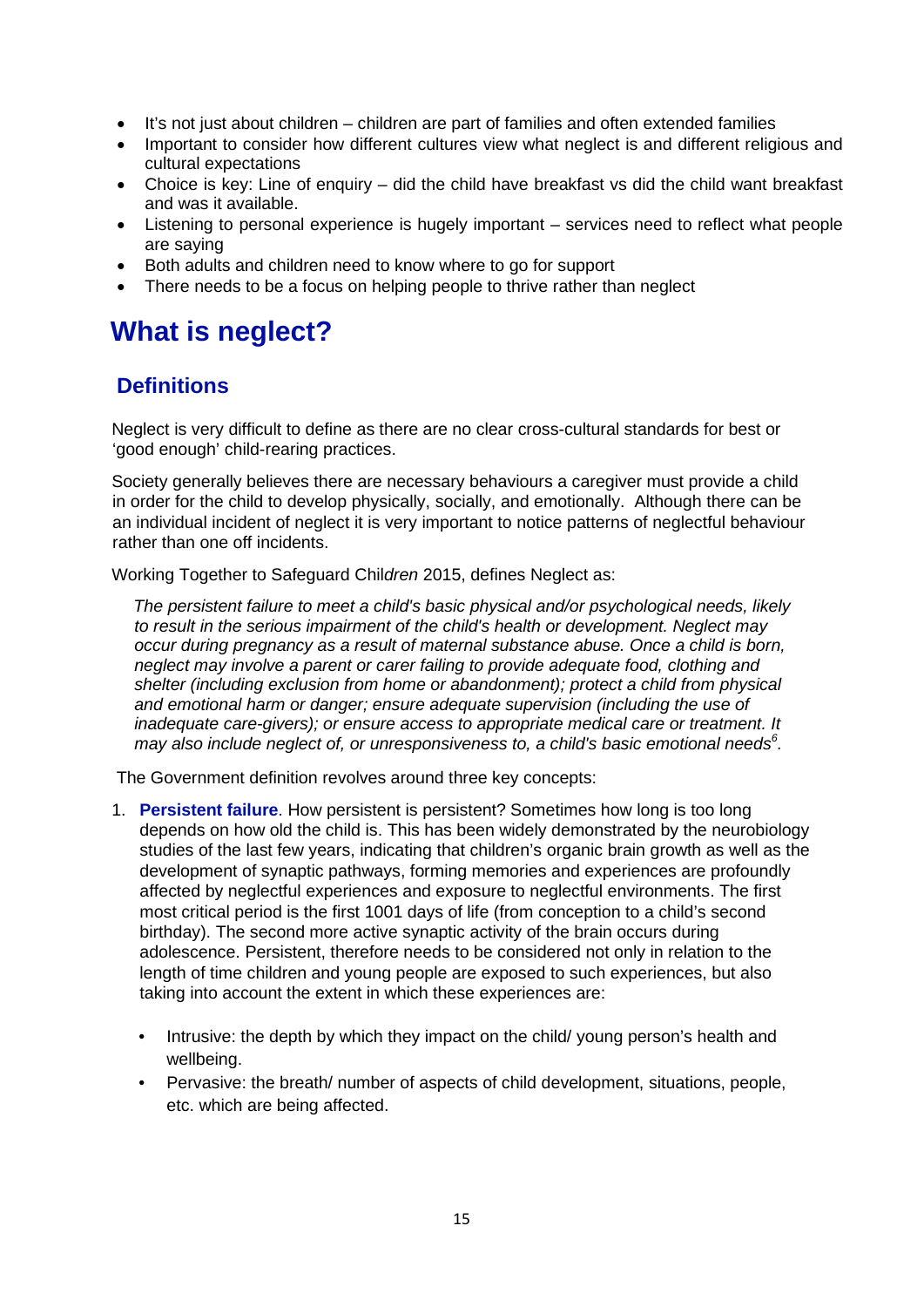- It's not just about children – children are part of families and often extended families
- Important to consider how different cultures view what neglect is and different religious and cultural expectations
- Choice is key: Line of enquiry – did the child have breakfast vs did the child want breakfast and was it available.
- Listening to personal experience is hugely important – services need to reflect what people are saying
- Both adults and children need to know where to go for support
- There needs to be a focus on helping people to thrive rather than neglect

# What is neglect?

## Definitions

Neglect is very difficult to define as there are no clear cross-cultural standards for best or 'good enough' child-rearing practices.

Society generally believes there are necessary behaviours a caregiver must provide a child in order for the child to develop physically, socially, and emotionally. Although there can be an individual incident of neglect it is very important to notice patterns of neglectful behaviour rather than one off incidents.

Working Together to Safeguard Chil*dren* 2015, defines Neglect as:

> *The persistent failure to meet a child's basic physical and/or psychological needs, likely to result in the serious impairment of the child's health or development. Neglect may occur during pregnancy as a result of maternal substance abuse. Once a child is born, neglect may involve a parent or carer failing to provide adequate food, clothing and shelter (including exclusion from home or abandonment); protect a child from physical and emotional harm or danger; ensure adequate supervision (including the use of inadequate care-givers); or ensure access to appropriate medical care or treatment. It may also include neglect of, or unresponsiveness to, a child's basic emotional needs*[6]*.*

The Government definition revolves around three key concepts:

1. **Persistent failure**. How persistent is persistent? Sometimes how long is too long depends on how old the child is. This has been widely demonstrated by the neurobiology studies of the last few years, indicating that children's organic brain growth as well as the development of synaptic pathways, forming memories and experiences are profoundly affected by neglectful experiences and exposure to neglectful environments. The first most critical period is the first 1001 days of life (from conception to a child's second birthday). The second more active synaptic activity of the brain occurs during adolescence. Persistent, therefore needs to be considered not only in relation to the length of time children and young people are exposed to such experiences, but also taking into account the extent in which these experiences are:

   - Intrusive: the depth by which they impact on the child/ young person's health and wellbeing.
   - Pervasive: the breath/ number of aspects of child development, situations, people, etc. which are being affected.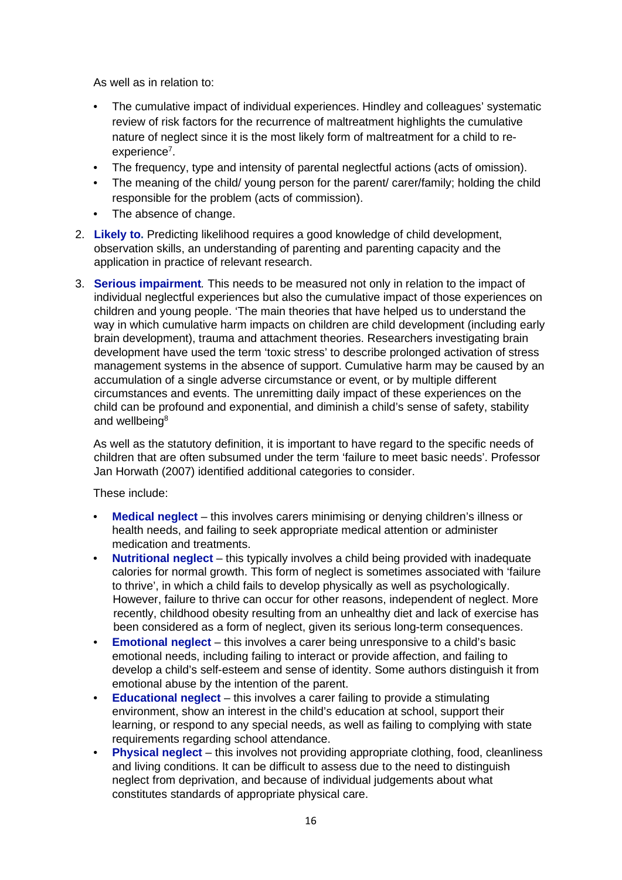As well as in relation to:

- The cumulative impact of individual experiences. Hindley and colleagues' systematic review of risk factors for the recurrence of maltreatment highlights the cumulative nature of neglect since it is the most likely form of maltreatment for a child to re-experience[7].
- The frequency, type and intensity of parental neglectful actions (acts of omission).
- The meaning of the child/ young person for the parent/ carer/family; holding the child responsible for the problem (acts of commission).
- The absence of change.

2. **Likely to.** Predicting likelihood requires a good knowledge of child development, observation skills, an understanding of parenting and parenting capacity and the application in practice of relevant research.

3. **Serious impairment***.* This needs to be measured not only in relation to the impact of individual neglectful experiences but also the cumulative impact of those experiences on children and young people. 'The main theories that have helped us to understand the way in which cumulative harm impacts on children are child development (including early brain development), trauma and attachment theories. Researchers investigating brain development have used the term 'toxic stress' to describe prolonged activation of stress management systems in the absence of support. Cumulative harm may be caused by an accumulation of a single adverse circumstance or event, or by multiple different circumstances and events. The unremitting daily impact of these experiences on the child can be profound and exponential, and diminish a child's sense of safety, stability and wellbeing[8]

   As well as the statutory definition, it is important to have regard to the specific needs of children that are often subsumed under the term 'failure to meet basic needs'. Professor Jan Horwath (2007) identified additional categories to consider.

   These include:

   - **Medical neglect** – this involves carers minimising or denying children's illness or health needs, and failing to seek appropriate medical attention or administer medication and treatments.
   - **Nutritional neglect** – this typically involves a child being provided with inadequate calories for normal growth. This form of neglect is sometimes associated with 'failure to thrive', in which a child fails to develop physically as well as psychologically. However, failure to thrive can occur for other reasons, independent of neglect. More recently, childhood obesity resulting from an unhealthy diet and lack of exercise has been considered as a form of neglect, given its serious long-term consequences.
   - **Emotional neglect** – this involves a carer being unresponsive to a child's basic emotional needs, including failing to interact or provide affection, and failing to develop a child's self-esteem and sense of identity. Some authors distinguish it from emotional abuse by the intention of the parent.
   - **Educational neglect** – this involves a carer failing to provide a stimulating environment, show an interest in the child's education at school, support their learning, or respond to any special needs, as well as failing to complying with state requirements regarding school attendance.
   - **Physical neglect** – this involves not providing appropriate clothing, food, cleanliness and living conditions. It can be difficult to assess due to the need to distinguish neglect from deprivation, and because of individual judgements about what constitutes standards of appropriate physical care.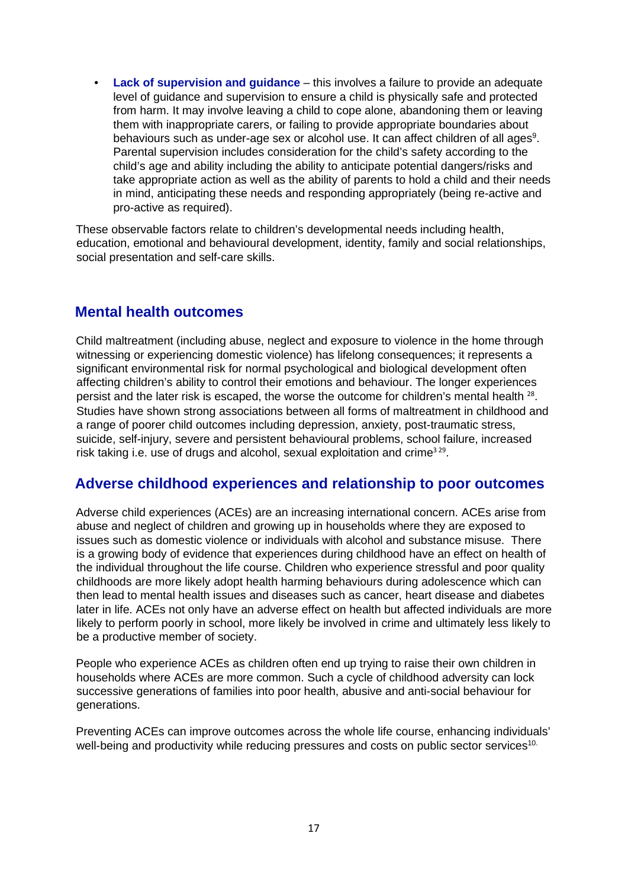- **Lack of supervision and guidance** – this involves a failure to provide an adequate level of guidance and supervision to ensure a child is physically safe and protected from harm. It may involve leaving a child to cope alone, abandoning them or leaving them with inappropriate carers, or failing to provide appropriate boundaries about behaviours such as under-age sex or alcohol use. It can affect children of all ages[9]. Parental supervision includes consideration for the child's safety according to the child's age and ability including the ability to anticipate potential dangers/risks and take appropriate action as well as the ability of parents to hold a child and their needs in mind, anticipating these needs and responding appropriately (being re-active and pro-active as required).

These observable factors relate to children's developmental needs including health, education, emotional and behavioural development, identity, family and social relationships, social presentation and self-care skills.

## Mental health outcomes

Child maltreatment (including abuse, neglect and exposure to violence in the home through witnessing or experiencing domestic violence) has lifelong consequences; it represents a significant environmental risk for normal psychological and biological development often affecting children's ability to control their emotions and behaviour. The longer experiences persist and the later risk is escaped, the worse the outcome for children's mental health [28]. Studies have shown strong associations between all forms of maltreatment in childhood and a range of poorer child outcomes including depression, anxiety, post-traumatic stress, suicide, self-injury, severe and persistent behavioural problems, school failure, increased risk taking i.e. use of drugs and alcohol, sexual exploitation and crime[3 29].

## Adverse childhood experiences and relationship to poor outcomes

Adverse child experiences (ACEs) are an increasing international concern. ACEs arise from abuse and neglect of children and growing up in households where they are exposed to issues such as domestic violence or individuals with alcohol and substance misuse. There is a growing body of evidence that experiences during childhood have an effect on health of the individual throughout the life course. Children who experience stressful and poor quality childhoods are more likely adopt health harming behaviours during adolescence which can then lead to mental health issues and diseases such as cancer, heart disease and diabetes later in life. ACEs not only have an adverse effect on health but affected individuals are more likely to perform poorly in school, more likely be involved in crime and ultimately less likely to be a productive member of society.

People who experience ACEs as children often end up trying to raise their own children in households where ACEs are more common. Such a cycle of childhood adversity can lock successive generations of families into poor health, abusive and anti-social behaviour for generations.

Preventing ACEs can improve outcomes across the whole life course, enhancing individuals' well-being and productivity while reducing pressures and costs on public sector services[10.]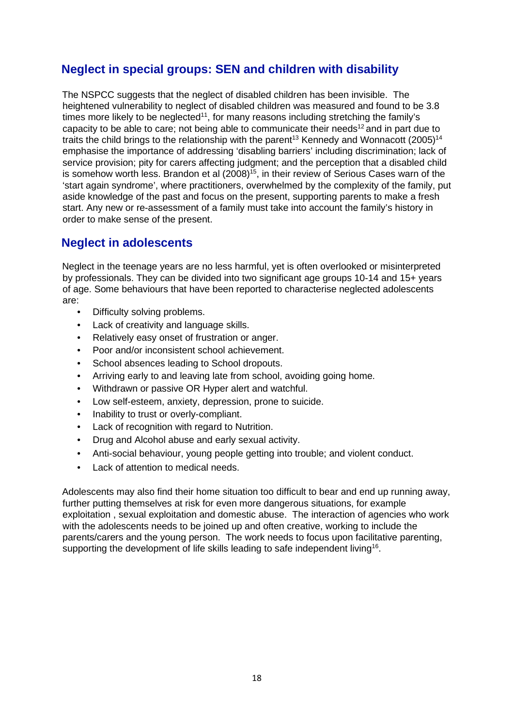## Neglect in special groups: SEN and children with disability

The NSPCC suggests that the neglect of disabled children has been invisible. The heightened vulnerability to neglect of disabled children was measured and found to be 3.8 times more likely to be neglected[11], for many reasons including stretching the family's capacity to be able to care; not being able to communicate their needs[12] and in part due to traits the child brings to the relationship with the parent[13] Kennedy and Wonnacott (2005)[14] emphasise the importance of addressing 'disabling barriers' including discrimination; lack of service provision; pity for carers affecting judgment; and the perception that a disabled child is somehow worth less. Brandon et al (2008)[15], in their review of Serious Cases warn of the 'start again syndrome', where practitioners, overwhelmed by the complexity of the family, put aside knowledge of the past and focus on the present, supporting parents to make a fresh start. Any new or re-assessment of a family must take into account the family's history in order to make sense of the present.

## Neglect in adolescents

Neglect in the teenage years are no less harmful, yet is often overlooked or misinterpreted by professionals. They can be divided into two significant age groups 10-14 and 15+ years of age. Some behaviours that have been reported to characterise neglected adolescents are:

- Difficulty solving problems.
- Lack of creativity and language skills.
- Relatively easy onset of frustration or anger.
- Poor and/or inconsistent school achievement.
- School absences leading to School dropouts.
- Arriving early to and leaving late from school, avoiding going home.
- Withdrawn or passive OR Hyper alert and watchful.
- Low self-esteem, anxiety, depression, prone to suicide.
- Inability to trust or overly-compliant.
- Lack of recognition with regard to Nutrition.
- Drug and Alcohol abuse and early sexual activity.
- Anti-social behaviour, young people getting into trouble; and violent conduct.
- Lack of attention to medical needs.

Adolescents may also find their home situation too difficult to bear and end up running away, further putting themselves at risk for even more dangerous situations, for example exploitation , sexual exploitation and domestic abuse. The interaction of agencies who work with the adolescents needs to be joined up and often creative, working to include the parents/carers and the young person. The work needs to focus upon facilitative parenting, supporting the development of life skills leading to safe independent living[16].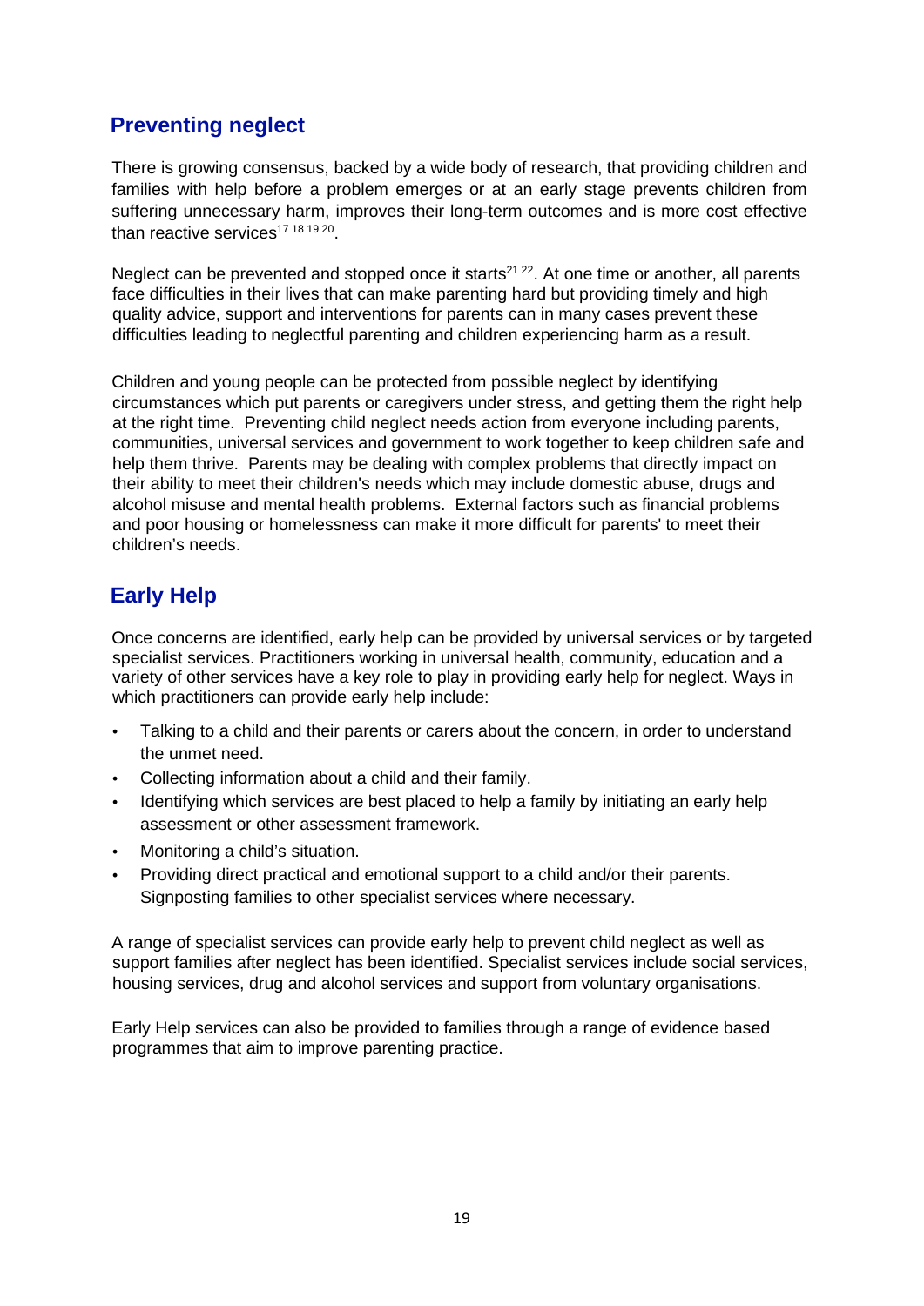## Preventing neglect

There is growing consensus, backed by a wide body of research, that providing children and families with help before a problem emerges or at an early stage prevents children from suffering unnecessary harm, improves their long-term outcomes and is more cost effective than reactive services[17 18 19 20].

Neglect can be prevented and stopped once it starts[21 22]. At one time or another, all parents face difficulties in their lives that can make parenting hard but providing timely and high quality advice, support and interventions for parents can in many cases prevent these difficulties leading to neglectful parenting and children experiencing harm as a result.

Children and young people can be protected from possible neglect by identifying circumstances which put parents or caregivers under stress, and getting them the right help at the right time. Preventing child neglect needs action from everyone including parents, communities, universal services and government to work together to keep children safe and help them thrive. Parents may be dealing with complex problems that directly impact on their ability to meet their children's needs which may include domestic abuse, drugs and alcohol misuse and mental health problems. External factors such as financial problems and poor housing or homelessness can make it more difficult for parents' to meet their children's needs.

## Early Help

Once concerns are identified, early help can be provided by universal services or by targeted specialist services. Practitioners working in universal health, community, education and a variety of other services have a key role to play in providing early help for neglect. Ways in which practitioners can provide early help include:

- Talking to a child and their parents or carers about the concern, in order to understand the unmet need.
- Collecting information about a child and their family.
- Identifying which services are best placed to help a family by initiating an early help assessment or other assessment framework.
- Monitoring a child's situation.
- Providing direct practical and emotional support to a child and/or their parents. Signposting families to other specialist services where necessary.

A range of specialist services can provide early help to prevent child neglect as well as support families after neglect has been identified. Specialist services include social services, housing services, drug and alcohol services and support from voluntary organisations.

Early Help services can also be provided to families through a range of evidence based programmes that aim to improve parenting practice.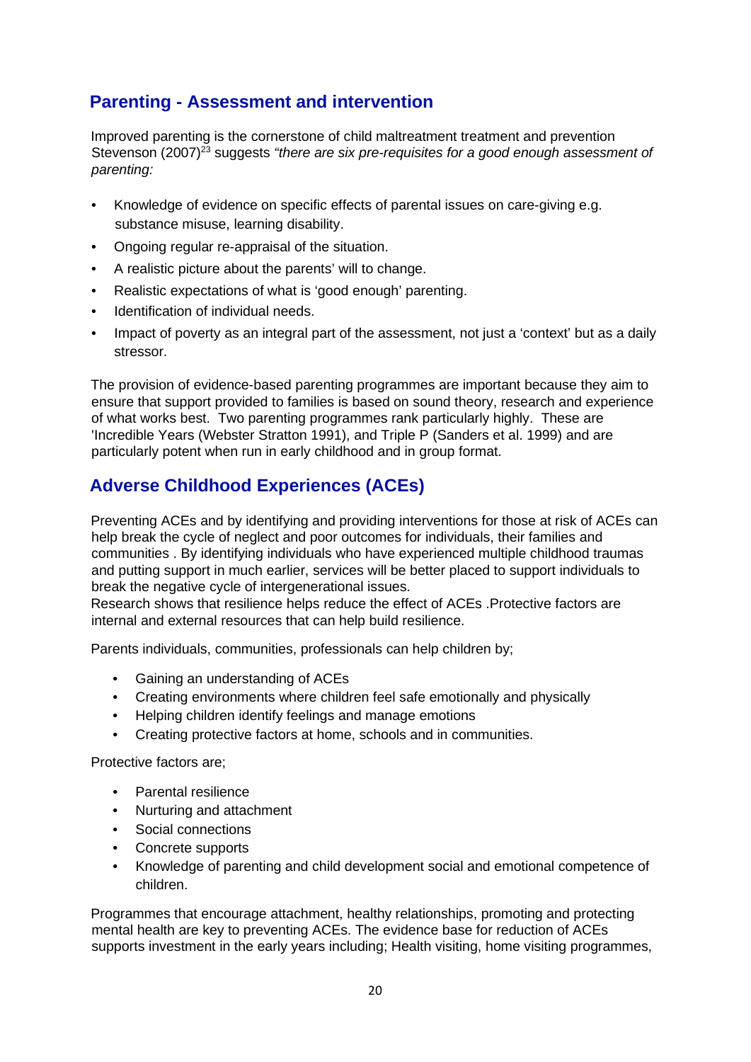## Parenting - Assessment and intervention

Improved parenting is the cornerstone of child maltreatment treatment and prevention Stevenson (2007)[23] suggests *"there are six pre-requisites for a good enough assessment of parenting:*

- Knowledge of evidence on specific effects of parental issues on care-giving e.g. substance misuse, learning disability.
- Ongoing regular re-appraisal of the situation.
- A realistic picture about the parents' will to change.
- Realistic expectations of what is 'good enough' parenting.
- Identification of individual needs.
- Impact of poverty as an integral part of the assessment, not just a 'context' but as a daily stressor.

The provision of evidence-based parenting programmes are important because they aim to ensure that support provided to families is based on sound theory, research and experience of what works best. Two parenting programmes rank particularly highly. These are 'Incredible Years (Webster Stratton 1991), and Triple P (Sanders et al. 1999) and are particularly potent when run in early childhood and in group format.

## Adverse Childhood Experiences (ACEs)

Preventing ACEs and by identifying and providing interventions for those at risk of ACEs can help break the cycle of neglect and poor outcomes for individuals, their families and communities . By identifying individuals who have experienced multiple childhood traumas and putting support in much earlier, services will be better placed to support individuals to break the negative cycle of intergenerational issues.
Research shows that resilience helps reduce the effect of ACEs .Protective factors are internal and external resources that can help build resilience.

Parents individuals, communities, professionals can help children by;

- Gaining an understanding of ACEs
- Creating environments where children feel safe emotionally and physically
- Helping children identify feelings and manage emotions
- Creating protective factors at home, schools and in communities.

Protective factors are;

- Parental resilience
- Nurturing and attachment
- Social connections
- Concrete supports
- Knowledge of parenting and child development social and emotional competence of children.

Programmes that encourage attachment, healthy relationships, promoting and protecting mental health are key to preventing ACEs. The evidence base for reduction of ACEs supports investment in the early years including; Health visiting, home visiting programmes,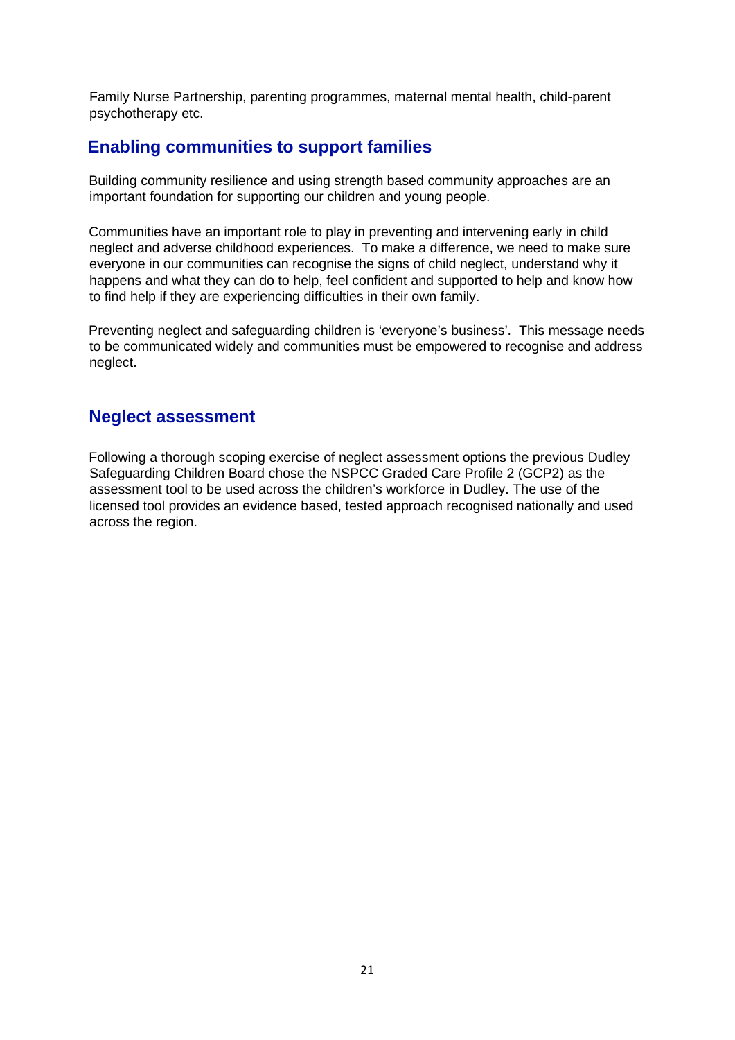Family Nurse Partnership, parenting programmes, maternal mental health, child-parent psychotherapy etc.

## Enabling communities to support families

Building community resilience and using strength based community approaches are an important foundation for supporting our children and young people.

Communities have an important role to play in preventing and intervening early in child neglect and adverse childhood experiences. To make a difference, we need to make sure everyone in our communities can recognise the signs of child neglect, understand why it happens and what they can do to help, feel confident and supported to help and know how to find help if they are experiencing difficulties in their own family.

Preventing neglect and safeguarding children is 'everyone's business'. This message needs to be communicated widely and communities must be empowered to recognise and address neglect.

## Neglect assessment

Following a thorough scoping exercise of neglect assessment options the previous Dudley Safeguarding Children Board chose the NSPCC Graded Care Profile 2 (GCP2) as the assessment tool to be used across the children's workforce in Dudley. The use of the licensed tool provides an evidence based, tested approach recognised nationally and used across the region.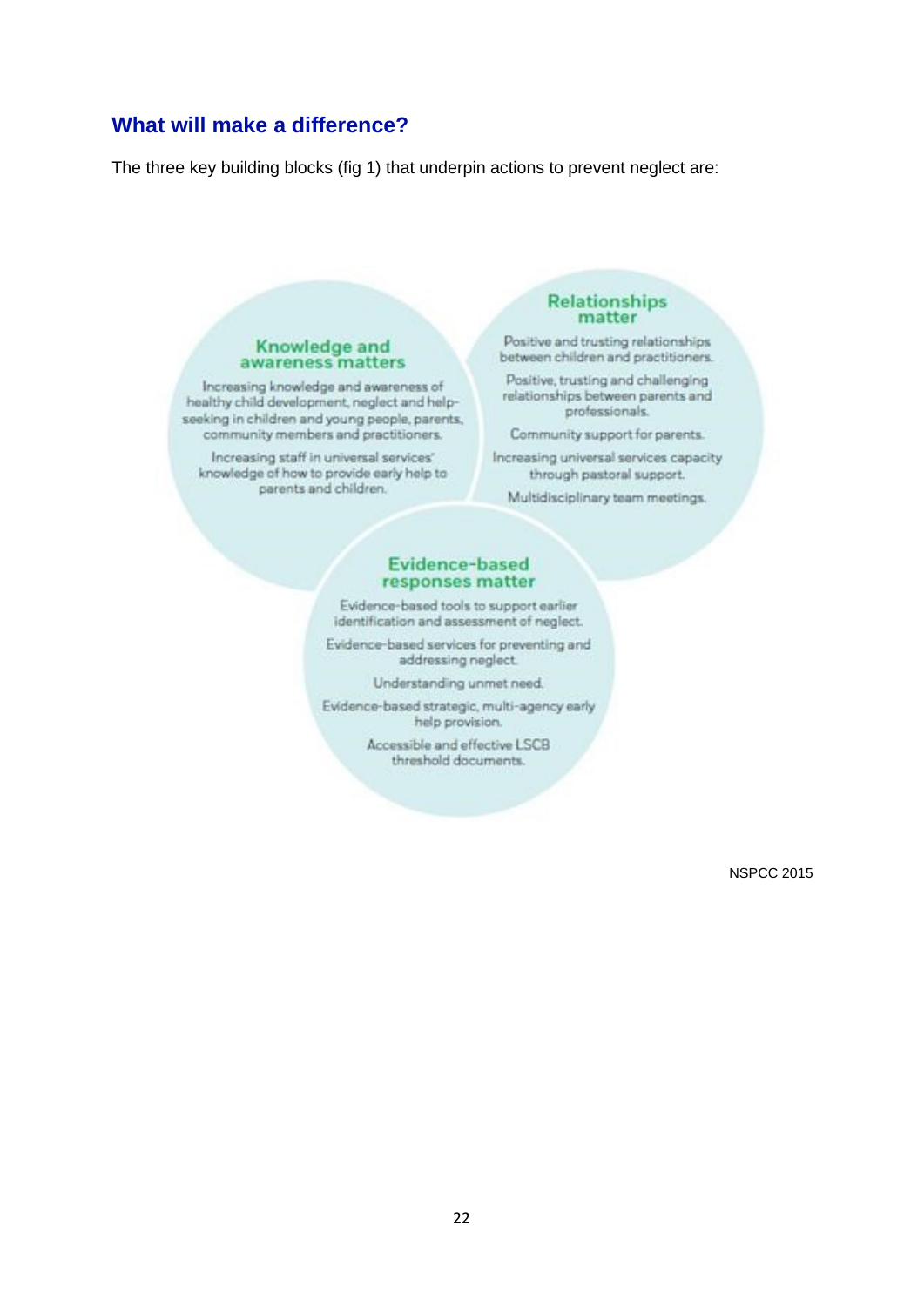## What will make a difference?

The three key building blocks (fig 1) that underpin actions to prevent neglect are:

### Knowledge and awareness matters

Increasing knowledge and awareness of healthy child development, neglect and help-seeking in children and young people, parents, community members and practitioners.

Increasing staff in universal services' knowledge of how to provide early help to parents and children.

### Relationships matter

Positive and trusting relationships between children and practitioners.

Positive, trusting and challenging relationships between parents and professionals.

Community support for parents.

Increasing universal services capacity through pastoral support.

Multidisciplinary team meetings.

### Evidence-based responses matter

Evidence-based tools to support earlier identification and assessment of neglect.

Evidence-based services for preventing and addressing neglect.

Understanding unmet need.

Evidence-based strategic, multi-agency early help provision.

Accessible and effective LSCB threshold documents.

NSPCC 2015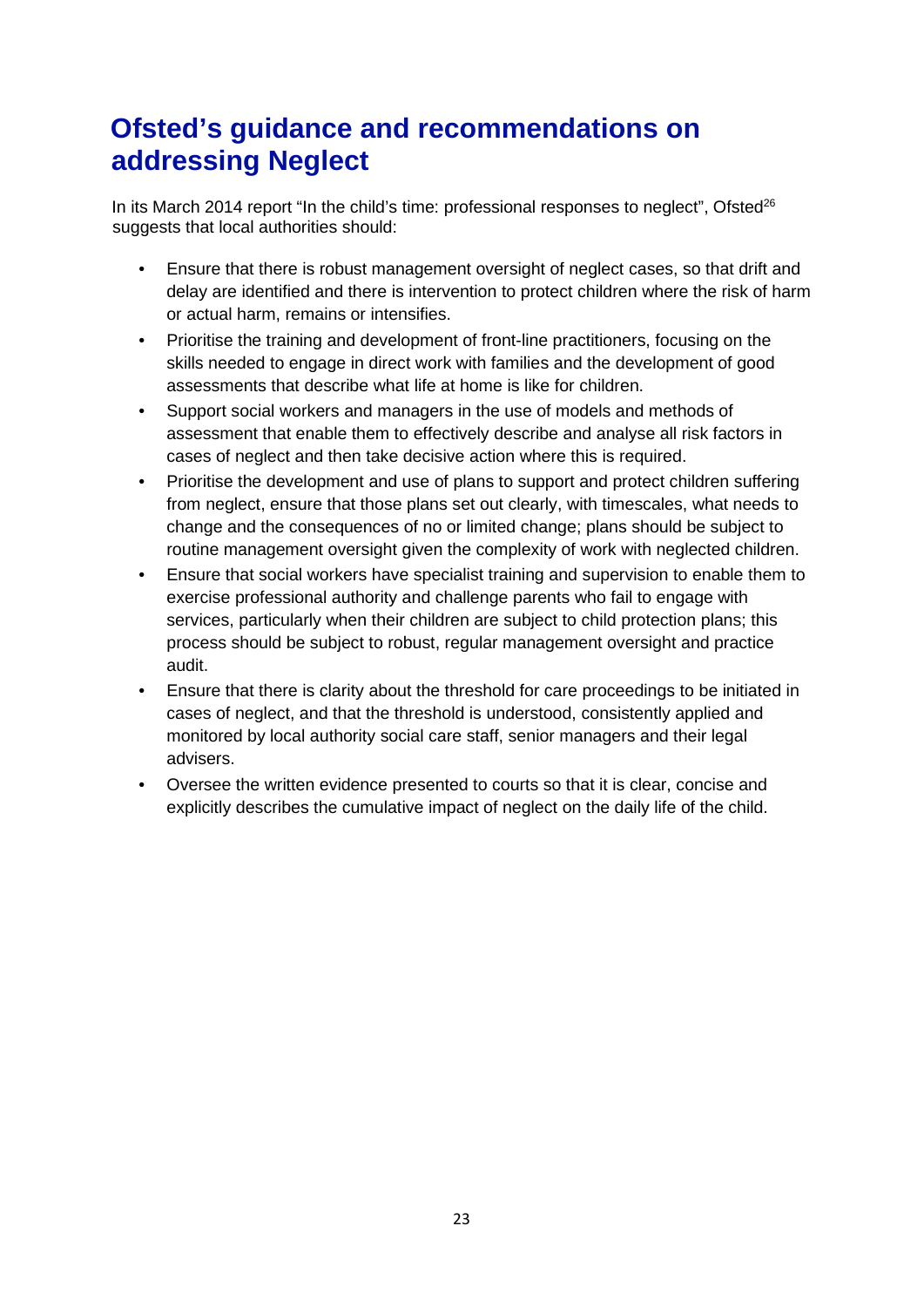## Ofsted's guidance and recommendations on addressing Neglect

In its March 2014 report "In the child's time: professional responses to neglect", Ofsted[26] suggests that local authorities should:

- Ensure that there is robust management oversight of neglect cases, so that drift and delay are identified and there is intervention to protect children where the risk of harm or actual harm, remains or intensifies.
- Prioritise the training and development of front-line practitioners, focusing on the skills needed to engage in direct work with families and the development of good assessments that describe what life at home is like for children.
- Support social workers and managers in the use of models and methods of assessment that enable them to effectively describe and analyse all risk factors in cases of neglect and then take decisive action where this is required.
- Prioritise the development and use of plans to support and protect children suffering from neglect, ensure that those plans set out clearly, with timescales, what needs to change and the consequences of no or limited change; plans should be subject to routine management oversight given the complexity of work with neglected children.
- Ensure that social workers have specialist training and supervision to enable them to exercise professional authority and challenge parents who fail to engage with services, particularly when their children are subject to child protection plans; this process should be subject to robust, regular management oversight and practice audit.
- Ensure that there is clarity about the threshold for care proceedings to be initiated in cases of neglect, and that the threshold is understood, consistently applied and monitored by local authority social care staff, senior managers and their legal advisers.
- Oversee the written evidence presented to courts so that it is clear, concise and explicitly describes the cumulative impact of neglect on the daily life of the child.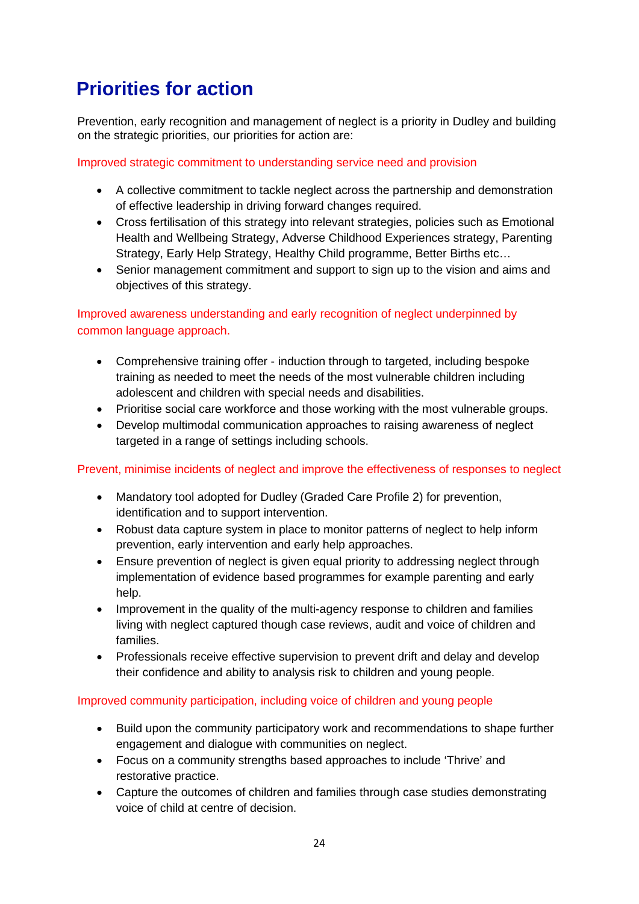## Priorities for action

Prevention, early recognition and management of neglect is a priority in Dudley and building on the strategic priorities, our priorities for action are:

### Improved strategic commitment to understanding service need and provision

- A collective commitment to tackle neglect across the partnership and demonstration of effective leadership in driving forward changes required.
- Cross fertilisation of this strategy into relevant strategies, policies such as Emotional Health and Wellbeing Strategy, Adverse Childhood Experiences strategy, Parenting Strategy, Early Help Strategy, Healthy Child programme, Better Births etc…
- Senior management commitment and support to sign up to the vision and aims and objectives of this strategy.

### Improved awareness understanding and early recognition of neglect underpinned by common language approach.

- Comprehensive training offer - induction through to targeted, including bespoke training as needed to meet the needs of the most vulnerable children including adolescent and children with special needs and disabilities.
- Prioritise social care workforce and those working with the most vulnerable groups.
- Develop multimodal communication approaches to raising awareness of neglect targeted in a range of settings including schools.

### Prevent, minimise incidents of neglect and improve the effectiveness of responses to neglect

- Mandatory tool adopted for Dudley (Graded Care Profile 2) for prevention, identification and to support intervention.
- Robust data capture system in place to monitor patterns of neglect to help inform prevention, early intervention and early help approaches.
- Ensure prevention of neglect is given equal priority to addressing neglect through implementation of evidence based programmes for example parenting and early help.
- Improvement in the quality of the multi-agency response to children and families living with neglect captured though case reviews, audit and voice of children and families.
- Professionals receive effective supervision to prevent drift and delay and develop their confidence and ability to analysis risk to children and young people.

### Improved community participation, including voice of children and young people

- Build upon the community participatory work and recommendations to shape further engagement and dialogue with communities on neglect.
- Focus on a community strengths based approaches to include 'Thrive' and restorative practice.
- Capture the outcomes of children and families through case studies demonstrating voice of child at centre of decision.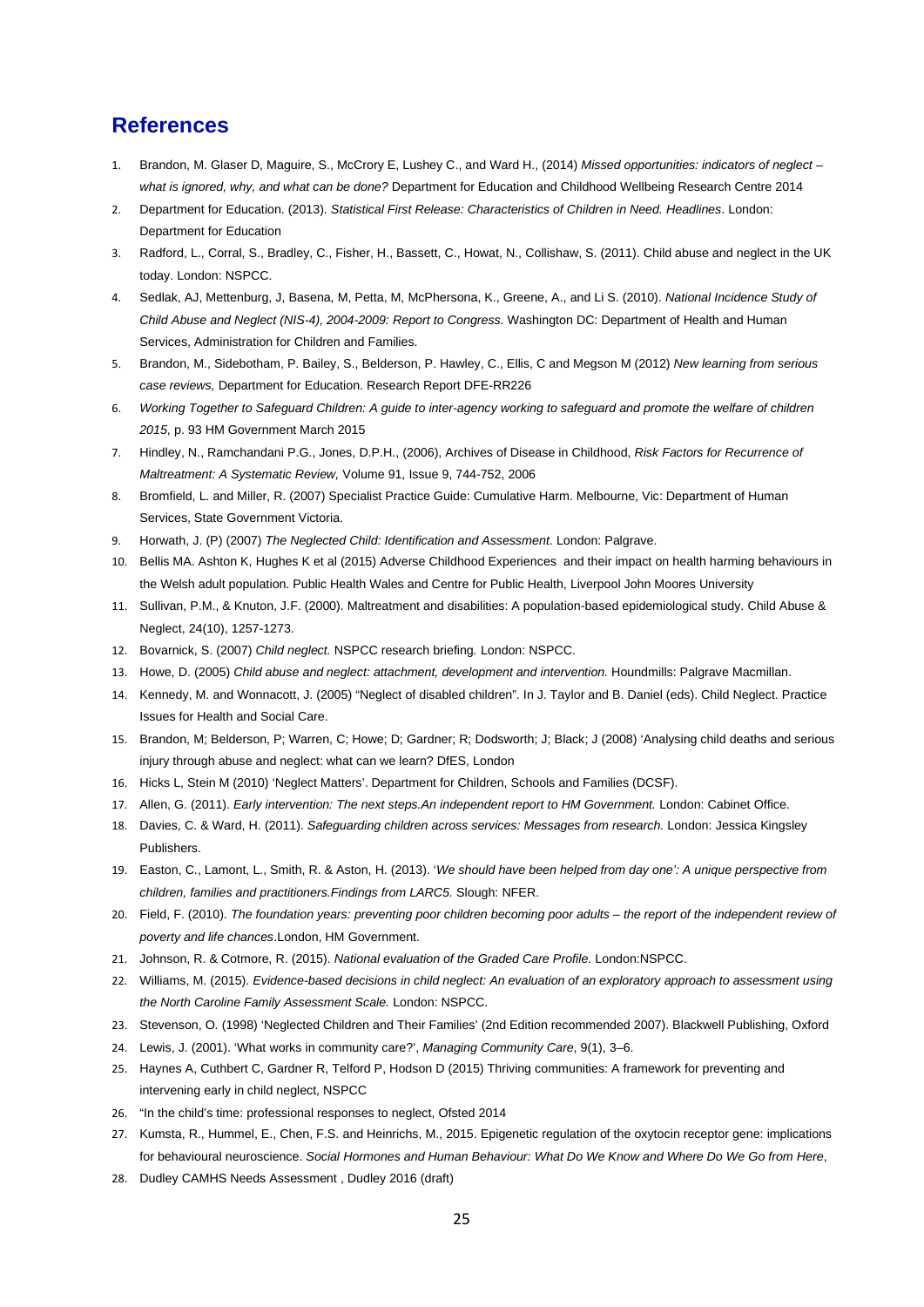## References

1. Brandon, M. Glaser D, Maguire, S., McCrory E, Lushey C., and Ward H., (2014) *Missed opportunities: indicators of neglect – what is ignored, why, and what can be done?* Department for Education and Childhood Wellbeing Research Centre 2014
2. Department for Education. (2013). *Statistical First Release: Characteristics of Children in Need. Headlines*. London: Department for Education
3. Radford, L., Corral, S., Bradley, C., Fisher, H., Bassett, C., Howat, N., Collishaw, S. (2011). Child abuse and neglect in the UK today. London: NSPCC.
4. Sedlak, AJ, Mettenburg, J, Basena, M, Petta, M, McPhersona, K., Greene, A., and Li S. (2010). *National Incidence Study of Child Abuse and Neglect (NIS-4), 2004-2009: Report to Congress.* Washington DC: Department of Health and Human Services, Administration for Children and Families.
5. Brandon, M., Sidebotham, P. Bailey, S., Belderson, P. Hawley, C., Ellis, C and Megson M (2012) *New learning from serious case reviews,* Department for Education. Research Report DFE-RR226
6. *Working Together to Safeguard Children: A guide to inter-agency working to safeguard and promote the welfare of children 2015*, p. 93 HM Government March 2015
7. Hindley, N., Ramchandani P.G., Jones, D.P.H., (2006), Archives of Disease in Childhood, *Risk Factors for Recurrence of Maltreatment: A Systematic Review,* Volume 91, Issue 9, 744-752, 2006
8. Bromfield, L. and Miller, R. (2007) Specialist Practice Guide: Cumulative Harm. Melbourne, Vic: Department of Human Services, State Government Victoria.
9. Horwath, J. (P) (2007) *The Neglected Child: Identification and Assessment*. London: Palgrave.
10. Bellis MA. Ashton K, Hughes K et al (2015) Adverse Childhood Experiences and their impact on health harming behaviours in the Welsh adult population. Public Health Wales and Centre for Public Health, Liverpool John Moores University
11. Sullivan, P.M., & Knuton, J.F. (2000). Maltreatment and disabilities: A population-based epidemiological study. Child Abuse & Neglect, 24(10), 1257-1273.
12. Bovarnick, S. (2007) *Child neglect.* NSPCC research briefing*.* London: NSPCC.
13. Howe, D. (2005) *Child abuse and neglect: attachment, development and intervention.* Houndmills: Palgrave Macmillan.
14. Kennedy, M. and Wonnacott, J. (2005) "Neglect of disabled children". In J. Taylor and B. Daniel (eds). Child Neglect. Practice Issues for Health and Social Care.
15. Brandon, M; Belderson, P; Warren, C; Howe; D; Gardner; R; Dodsworth; J; Black; J (2008) 'Analysing child deaths and serious injury through abuse and neglect: what can we learn? DfES, London
16. Hicks L, Stein M (2010) 'Neglect Matters'. Department for Children, Schools and Families (DCSF).
17. Allen, G. (2011). *Early intervention: The next steps.An independent report to HM Government.* London: Cabinet Office.
18. Davies, C. & Ward, H. (2011). *Safeguarding children across services: Messages from research.* London: Jessica Kingsley Publishers.
19. Easton, C., Lamont, L., Smith, R. & Aston, H. (2013). '*We should have been helped from day one': A unique perspective from children, families and practitioners.Findings from LARC5.* Slough: NFER.
20. Field, F. (2010). *The foundation years: preventing poor children becoming poor adults – the report of the independent review of poverty and life chances*.London, HM Government.
21. Johnson, R. & Cotmore, R. (2015). *National evaluation of the Graded Care Profile.* London:NSPCC.
22. Williams, M. (2015). *Evidence-based decisions in child neglect: An evaluation of an exploratory approach to assessment using the North Caroline Family Assessment Scale.* London: NSPCC.
23. Stevenson, O. (1998) 'Neglected Children and Their Families' (2nd Edition recommended 2007). Blackwell Publishing, Oxford
24. Lewis, J. (2001). 'What works in community care?', *Managing Community Care*, 9(1), 3–6.
25. Haynes A, Cuthbert C, Gardner R, Telford P, Hodson D (2015) Thriving communities: A framework for preventing and intervening early in child neglect, NSPCC
26. "In the child's time: professional responses to neglect, Ofsted 2014
27. Kumsta, R., Hummel, E., Chen, F.S. and Heinrichs, M., 2015. Epigenetic regulation of the oxytocin receptor gene: implications for behavioural neuroscience. *Social Hormones and Human Behaviour: What Do We Know and Where Do We Go from Here*,
28. Dudley CAMHS Needs Assessment , Dudley 2016 (draft)